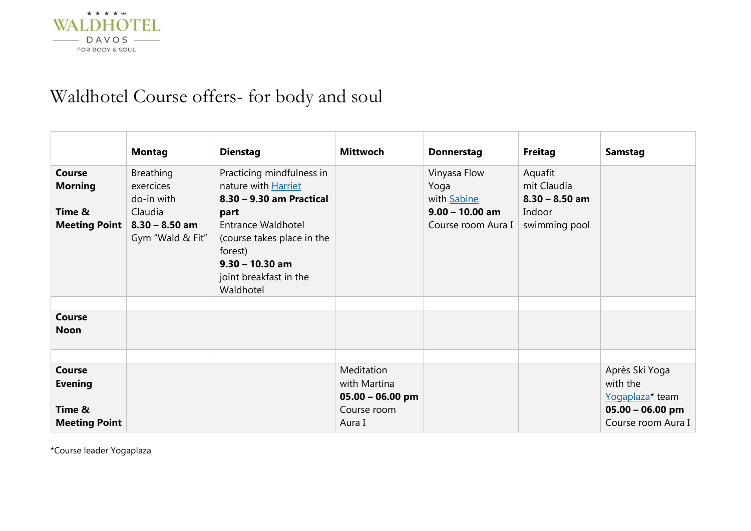WALDHOTEL DAVOS
FOR BODY & SOUL

# Waldhotel Course offers- for body and soul

| | Montag | Dienstag | Mittwoch | Donnerstag | Freitag | Samstag |
|---|---|---|---|---|---|---|
| **Course Morning** <br><br> **Time & Meeting Point** | Breathing exercices do-in with Claudia <br> **8.30 – 8.50 am** <br> Gym "Wald & Fit" | Practicing mindfulness in nature with Harriet <br> **8.30 – 9.30 am Practical part** <br> Entrance Waldhotel (course takes place in the forest) <br> **9.30 – 10.30 am** <br> joint breakfast in the Waldhotel | | Vinyasa Flow Yoga with Sabine <br> **9.00 – 10.00 am** <br> Course room Aura I | Aquafit mit Claudia <br> **8.30 – 8.50 am** <br> Indoor swimming pool | |
| | | | | | | |
| **Course Noon** | | | | | | |
| | | | | | | |
| **Course Evening** <br><br> **Time & Meeting Point** | | | Meditation with Martina <br> **05.00 – 06.00 pm** <br> Course room Aura I | | | Après Ski Yoga with the Yogaplaza* team <br> **05.00 – 06.00 pm** <br> Course room Aura I |

*Course leader Yogaplaza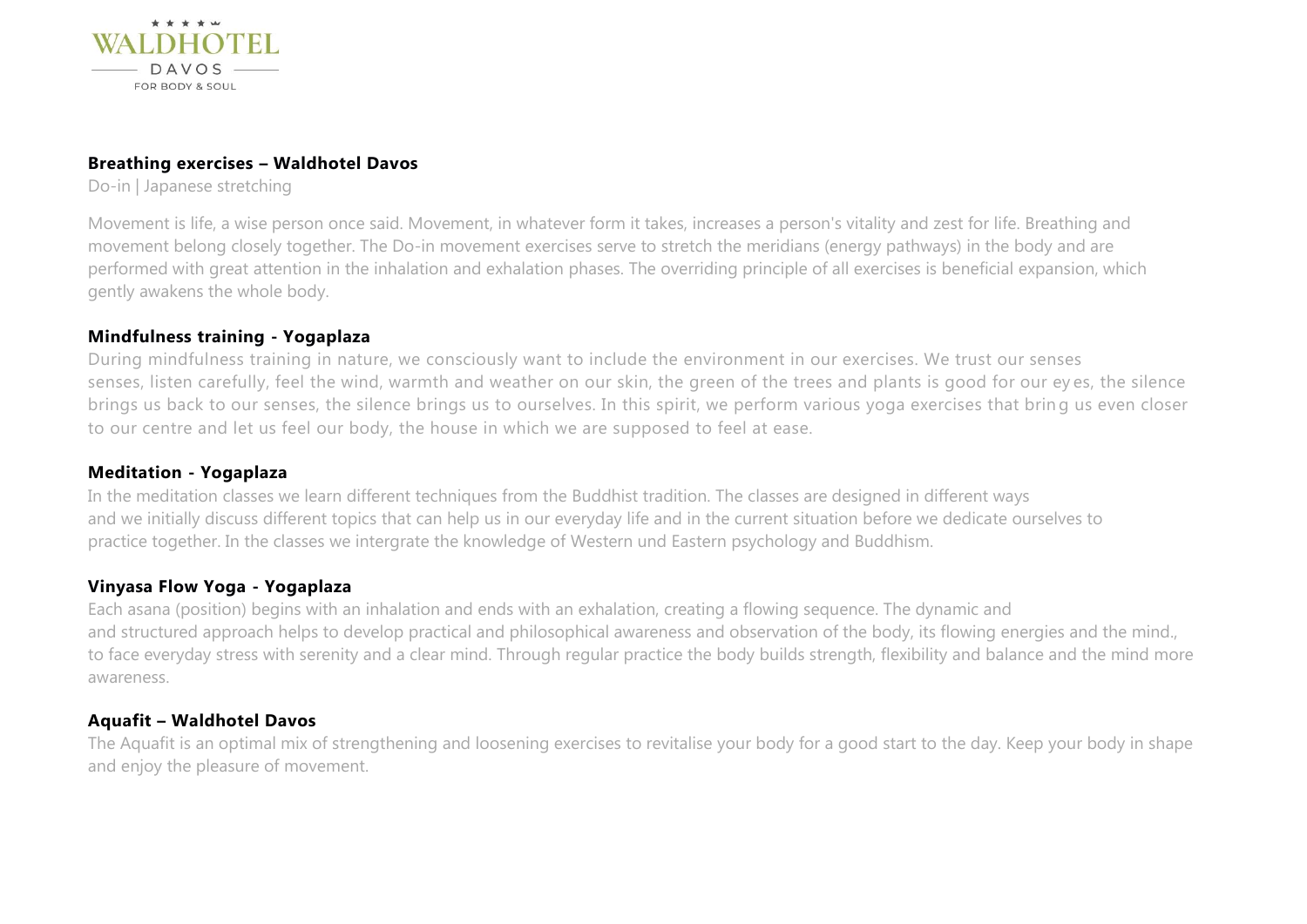WALDHOTEL DAVOS FOR BODY & SOUL

**Breathing exercises – Waldhotel Davos**

Do-in | Japanese stretching

Movement is life, a wise person once said. Movement, in whatever form it takes, increases a person's vitality and zest for life. Breathing and movement belong closely together. The Do-in movement exercises serve to stretch the meridians (energy pathways) in the body and are performed with great attention in the inhalation and exhalation phases. The overriding principle of all exercises is beneficial expansion, which gently awakens the whole body.

**Mindfulness training - Yogaplaza**

During mindfulness training in nature, we consciously want to include the environment in our exercises. We trust our senses senses, listen carefully, feel the wind, warmth and weather on our skin, the green of the trees and plants is good for our ey es, the silence brings us back to our senses, the silence brings us to ourselves. In this spirit, we perform various yoga exercises that brin g us even closer to our centre and let us feel our body, the house in which we are supposed to feel at ease.

**Meditation - Yogaplaza**

In the meditation classes we learn different techniques from the Buddhist tradition. The classes are designed in different ways and we initially discuss different topics that can help us in our everyday life and in the current situation before we dedicate ourselves to practice together. In the classes we intergrate the knowledge of Western und Eastern psychology and Buddhism.

**Vinyasa Flow Yoga - Yogaplaza**

Each asana (position) begins with an inhalation and ends with an exhalation, creating a flowing sequence. The dynamic and and structured approach helps to develop practical and philosophical awareness and observation of the body, its flowing energies and the mind., to face everyday stress with serenity and a clear mind. Through regular practice the body builds strength, flexibility and balance and the mind more awareness.

**Aquafit – Waldhotel Davos**

The Aquafit is an optimal mix of strengthening and loosening exercises to revitalise your body for a good start to the day. Keep your body in shape and enjoy the pleasure of movement.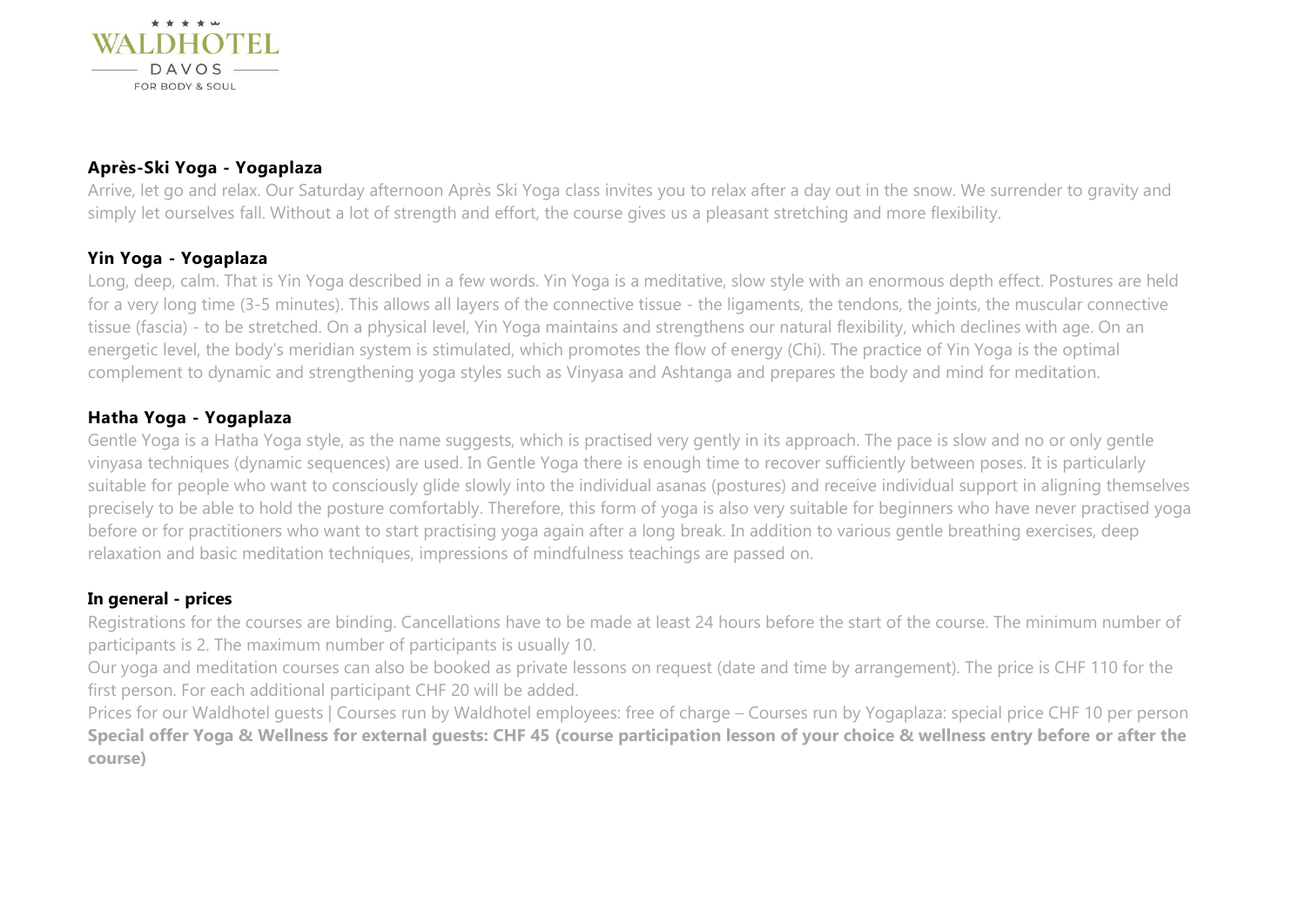### Après-Ski Yoga - Yogaplaza

Arrive, let go and relax. Our Saturday afternoon Après Ski Yoga class invites you to relax after a day out in the snow. We surrender to gravity and simply let ourselves fall. Without a lot of strength and effort, the course gives us a pleasant stretching and more flexibility.

### Yin Yoga - Yogaplaza

Long, deep, calm. That is Yin Yoga described in a few words. Yin Yoga is a meditative, slow style with an enormous depth effect. Postures are held for a very long time (3-5 minutes). This allows all layers of the connective tissue - the ligaments, the tendons, the joints, the muscular connective tissue (fascia) - to be stretched. On a physical level, Yin Yoga maintains and strengthens our natural flexibility, which declines with age. On an energetic level, the body's meridian system is stimulated, which promotes the flow of energy (Chi). The practice of Yin Yoga is the optimal complement to dynamic and strengthening yoga styles such as Vinyasa and Ashtanga and prepares the body and mind for meditation.

### Hatha Yoga - Yogaplaza

Gentle Yoga is a Hatha Yoga style, as the name suggests, which is practised very gently in its approach. The pace is slow and no or only gentle vinyasa techniques (dynamic sequences) are used. In Gentle Yoga there is enough time to recover sufficiently between poses. It is particularly suitable for people who want to consciously glide slowly into the individual asanas (postures) and receive individual support in aligning themselves precisely to be able to hold the posture comfortably. Therefore, this form of yoga is also very suitable for beginners who have never practised yoga before or for practitioners who want to start practising yoga again after a long break. In addition to various gentle breathing exercises, deep relaxation and basic meditation techniques, impressions of mindfulness teachings are passed on.

### In general - prices

Registrations for the courses are binding. Cancellations have to be made at least 24 hours before the start of the course. The minimum number of participants is 2. The maximum number of participants is usually 10.

Our yoga and meditation courses can also be booked as private lessons on request (date and time by arrangement). The price is CHF 110 for the first person. For each additional participant CHF 20 will be added.

Prices for our Waldhotel guests | Courses run by Waldhotel employees: free of charge – Courses run by Yogaplaza: special price CHF 10 per person

**Special offer Yoga & Wellness for external guests: CHF 45 (course participation lesson of your choice & wellness entry before or after the course)**